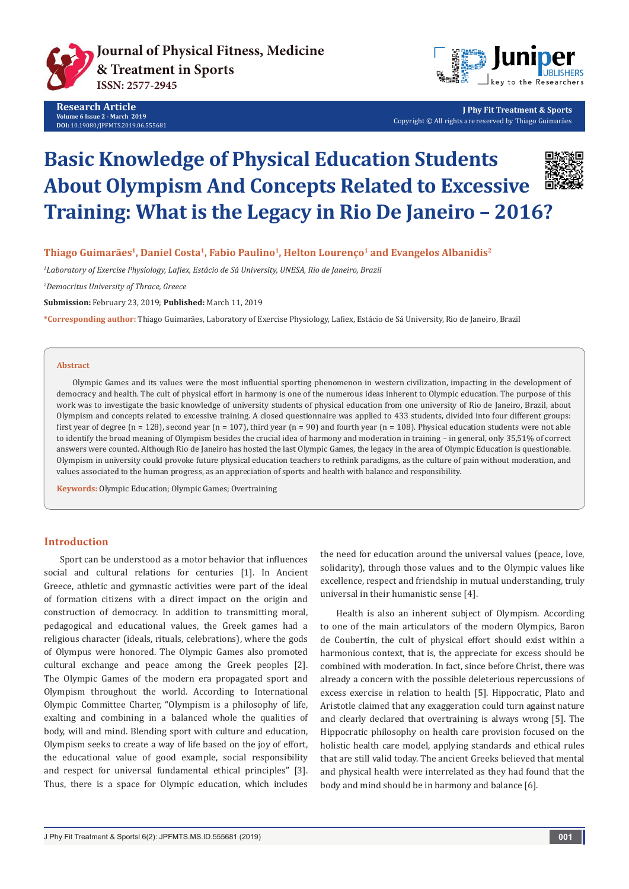Research Article

# Basic Knowledge of Physical Education Students About Olympism And Concepts Related to Excessive Training: What is the Legacy in Rio De Janeiro – 2016?

**Thiago Guimarães[1], Daniel Costa[1], Fabio Paulino[1], Helton Lourenço[1] and Evangelos Albanidis[2]**

[1] *Laboratory of Exercise Physiology, Lafiex, Estácio de Sá University, UNESA, Rio de Janeiro, Brazil*

[2] *Democritus University of Thrace, Greece*

**Submission:** February 23, 2019; **Published:** March 11, 2019

**\*Corresponding author:** Thiago Guimarães, Laboratory of Exercise Physiology, Lafiex, Estácio de Sá University, Rio de Janeiro, Brazil

## Abstract

Olympic Games and its values were the most influential sporting phenomenon in western civilization, impacting in the development of democracy and health. The cult of physical effort in harmony is one of the numerous ideas inherent to Olympic education. The purpose of this work was to investigate the basic knowledge of university students of physical education from one university of Rio de Janeiro, Brazil, about Olympism and concepts related to excessive training. A closed questionnaire was applied to 433 students, divided into four different groups: first year of degree (n = 128), second year (n = 107), third year (n = 90) and fourth year (n = 108). Physical education students were not able to identify the broad meaning of Olympism besides the crucial idea of harmony and moderation in training – in general, only 35,51% of correct answers were counted. Although Rio de Janeiro has hosted the last Olympic Games, the legacy in the area of Olympic Education is questionable. Olympism in university could provoke future physical education teachers to rethink paradigms, as the culture of pain without moderation, and values associated to the human progress, as an appreciation of sports and health with balance and responsibility.

**Keywords:** Olympic Education; Olympic Games; Overtraining

## Introduction

Sport can be understood as a motor behavior that influences social and cultural relations for centuries [1]. In Ancient Greece, athletic and gymnastic activities were part of the ideal of formation citizens with a direct impact on the origin and construction of democracy. In addition to transmitting moral, pedagogical and educational values, the Greek games had a religious character (ideals, rituals, celebrations), where the gods of Olympus were honored. The Olympic Games also promoted cultural exchange and peace among the Greek peoples [2]. The Olympic Games of the modern era propagated sport and Olympism throughout the world. According to International Olympic Committee Charter, "Olympism is a philosophy of life, exalting and combining in a balanced whole the qualities of body, will and mind. Blending sport with culture and education, Olympism seeks to create a way of life based on the joy of effort, the educational value of good example, social responsibility and respect for universal fundamental ethical principles" [3]. Thus, there is a space for Olympic education, which includes the need for education around the universal values (peace, love, solidarity), through those values and to the Olympic values like excellence, respect and friendship in mutual understanding, truly universal in their humanistic sense [4].

Health is also an inherent subject of Olympism. According to one of the main articulators of the modern Olympics, Baron de Coubertin, the cult of physical effort should exist within a harmonious context, that is, the appreciate for excess should be combined with moderation. In fact, since before Christ, there was already a concern with the possible deleterious repercussions of excess exercise in relation to health [5]. Hippocratic, Plato and Aristotle claimed that any exaggeration could turn against nature and clearly declared that overtraining is always wrong [5]. The Hippocratic philosophy on health care provision focused on the holistic health care model, applying standards and ethical rules that are still valid today. The ancient Greeks believed that mental and physical health were interrelated as they had found that the body and mind should be in harmony and balance [6].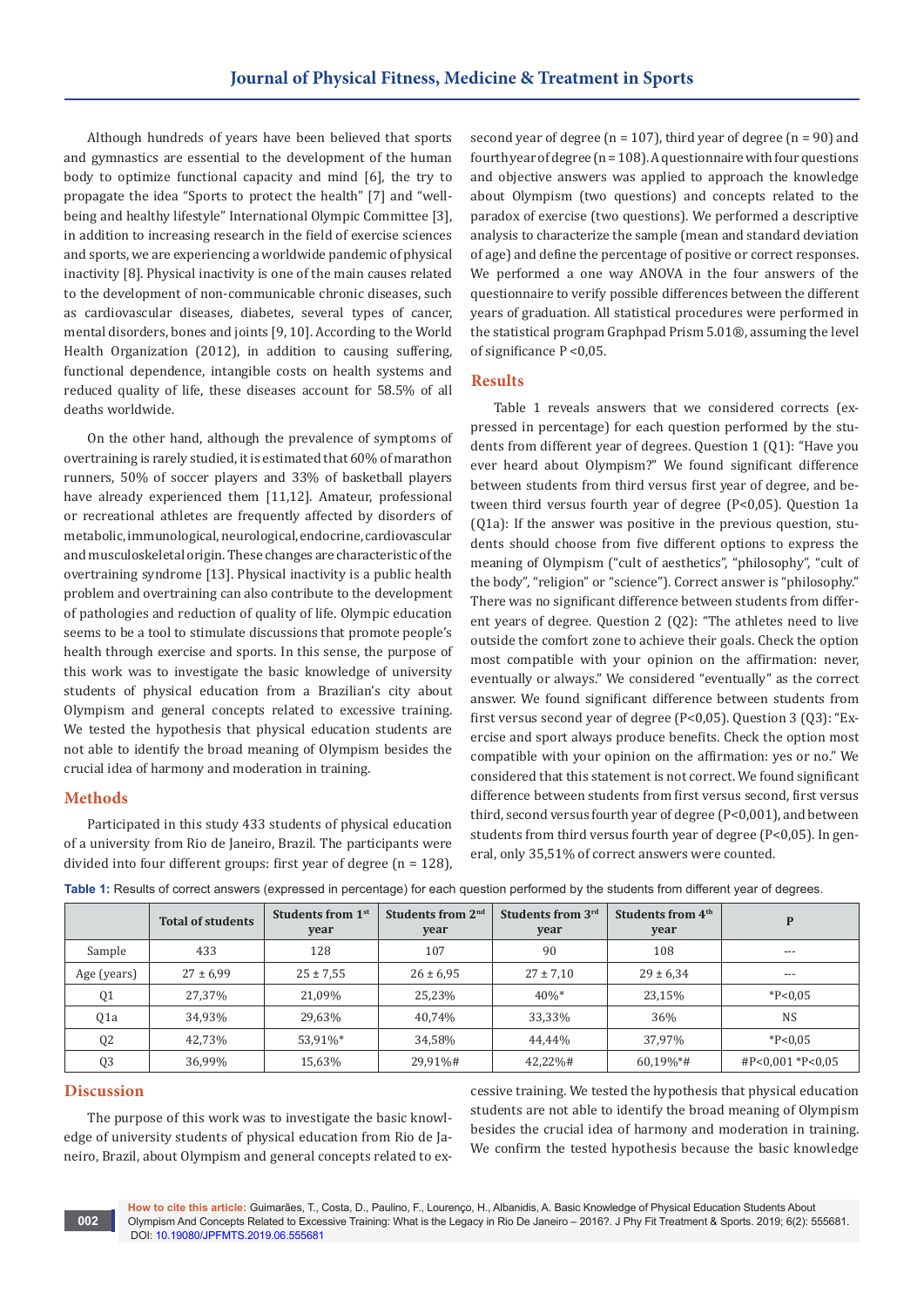Although hundreds of years have been believed that sports and gymnastics are essential to the development of the human body to optimize functional capacity and mind [6], the try to propagate the idea "Sports to protect the health" [7] and "well-being and healthy lifestyle" International Olympic Committee [3], in addition to increasing research in the field of exercise sciences and sports, we are experiencing a worldwide pandemic of physical inactivity [8]. Physical inactivity is one of the main causes related to the development of non-communicable chronic diseases, such as cardiovascular diseases, diabetes, several types of cancer, mental disorders, bones and joints [9, 10]. According to the World Health Organization (2012), in addition to causing suffering, functional dependence, intangible costs on health systems and reduced quality of life, these diseases account for 58.5% of all deaths worldwide.

On the other hand, although the prevalence of symptoms of overtraining is rarely studied, it is estimated that 60% of marathon runners, 50% of soccer players and 33% of basketball players have already experienced them [11,12]. Amateur, professional or recreational athletes are frequently affected by disorders of metabolic, immunological, neurological, endocrine, cardiovascular and musculoskeletal origin. These changes are characteristic of the overtraining syndrome [13]. Physical inactivity is a public health problem and overtraining can also contribute to the development of pathologies and reduction of quality of life. Olympic education seems to be a tool to stimulate discussions that promote people's health through exercise and sports. In this sense, the purpose of this work was to investigate the basic knowledge of university students of physical education from a Brazilian's city about Olympism and general concepts related to excessive training. We tested the hypothesis that physical education students are not able to identify the broad meaning of Olympism besides the crucial idea of harmony and moderation in training.

## Methods

Participated in this study 433 students of physical education of a university from Rio de Janeiro, Brazil. The participants were divided into four different groups: first year of degree (n = 128), second year of degree (n = 107), third year of degree (n = 90) and fourth year of degree (n = 108). A questionnaire with four questions and objective answers was applied to approach the knowledge about Olympism (two questions) and concepts related to the paradox of exercise (two questions). We performed a descriptive analysis to characterize the sample (mean and standard deviation of age) and define the percentage of positive or correct responses. We performed a one way ANOVA in the four answers of the questionnaire to verify possible differences between the different years of graduation. All statistical procedures were performed in the statistical program Graphpad Prism 5.01®, assuming the level of significance P <0,05.

## Results

Table 1 reveals answers that we considered corrects (expressed in percentage) for each question performed by the students from different year of degrees. Question 1 (Q1): "Have you ever heard about Olympism?" We found significant difference between students from third versus first year of degree, and between third versus fourth year of degree (P<0,05). Question 1a (Q1a): If the answer was positive in the previous question, students should choose from five different options to express the meaning of Olympism ("cult of aesthetics", "philosophy", "cult of the body", "religion" or "science"). Correct answer is "philosophy." There was no significant difference between students from different years of degree. Question 2 (Q2): "The athletes need to live outside the comfort zone to achieve their goals. Check the option most compatible with your opinion on the affirmation: never, eventually or always." We considered "eventually" as the correct answer. We found significant difference between students from first versus second year of degree (P<0,05). Question 3 (Q3): "Exercise and sport always produce benefits. Check the option most compatible with your opinion on the affirmation: yes or no." We considered that this statement is not correct. We found significant difference between students from first versus second, first versus third, second versus fourth year of degree (P<0,001), and between students from third versus fourth year of degree (P<0,05). In general, only 35,51% of correct answers were counted.

**Table 1:** Results of correct answers (expressed in percentage) for each question performed by the students from different year of degrees.

| | Total of students | Students from 1st year | Students from 2nd year | Students from 3rd year | Students from 4th year | P |
|---|---|---|---|---|---|---|
| Sample | 433 | 128 | 107 | 90 | 108 | --- |
| Age (years) | 27 ± 6,99 | 25 ± 7,55 | 26 ± 6,95 | 27 ± 7,10 | 29 ± 6,34 | --- |
| Q1 | 27,37% | 21,09% | 25,23% | 40%* | 23,15% | *P<0,05 |
| Q1a | 34,93% | 29,63% | 40,74% | 33,33% | 36% | NS |
| Q2 | 42,73% | 53,91%* | 34,58% | 44,44% | 37,97% | *P<0,05 |
| Q3 | 36,99% | 15,63% | 29,91%# | 42,22%# | 60,19%*# | #P<0,001 *P<0,05 |

## Discussion

The purpose of this work was to investigate the basic knowledge of university students of physical education from Rio de Janeiro, Brazil, about Olympism and general concepts related to excessive training. We tested the hypothesis that physical education students are not able to identify the broad meaning of Olympism besides the crucial idea of harmony and moderation in training. We confirm the tested hypothesis because the basic knowledge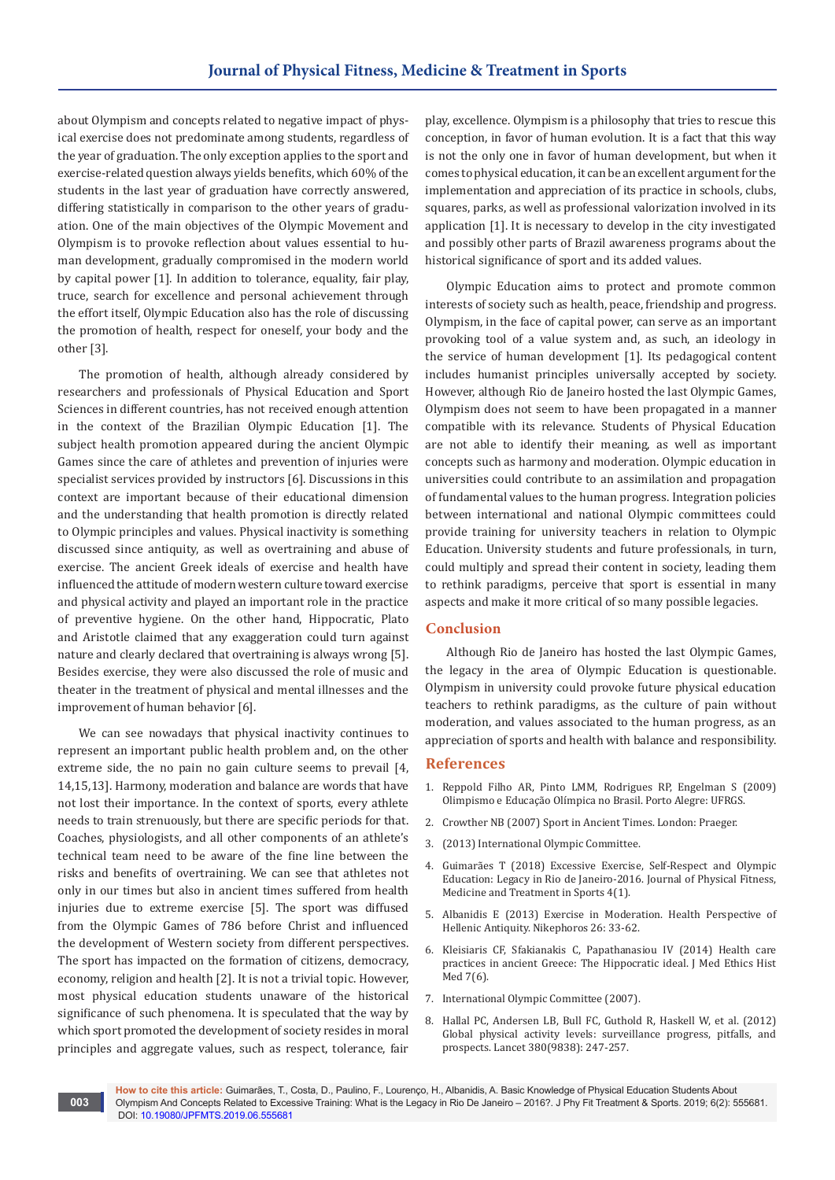about Olympism and concepts related to negative impact of physical exercise does not predominate among students, regardless of the year of graduation. The only exception applies to the sport and exercise-related question always yields benefits, which 60% of the students in the last year of graduation have correctly answered, differing statistically in comparison to the other years of graduation. One of the main objectives of the Olympic Movement and Olympism is to provoke reflection about values essential to human development, gradually compromised in the modern world by capital power [1]. In addition to tolerance, equality, fair play, truce, search for excellence and personal achievement through the effort itself, Olympic Education also has the role of discussing the promotion of health, respect for oneself, your body and the other [3].

The promotion of health, although already considered by researchers and professionals of Physical Education and Sport Sciences in different countries, has not received enough attention in the context of the Brazilian Olympic Education [1]. The subject health promotion appeared during the ancient Olympic Games since the care of athletes and prevention of injuries were specialist services provided by instructors [6]. Discussions in this context are important because of their educational dimension and the understanding that health promotion is directly related to Olympic principles and values. Physical inactivity is something discussed since antiquity, as well as overtraining and abuse of exercise. The ancient Greek ideals of exercise and health have influenced the attitude of modern western culture toward exercise and physical activity and played an important role in the practice of preventive hygiene. On the other hand, Hippocratic, Plato and Aristotle claimed that any exaggeration could turn against nature and clearly declared that overtraining is always wrong [5]. Besides exercise, they were also discussed the role of music and theater in the treatment of physical and mental illnesses and the improvement of human behavior [6].

We can see nowadays that physical inactivity continues to represent an important public health problem and, on the other extreme side, the no pain no gain culture seems to prevail [4, 14,15,13]. Harmony, moderation and balance are words that have not lost their importance. In the context of sports, every athlete needs to train strenuously, but there are specific periods for that. Coaches, physiologists, and all other components of an athlete's technical team need to be aware of the fine line between the risks and benefits of overtraining. We can see that athletes not only in our times but also in ancient times suffered from health injuries due to extreme exercise [5]. The sport was diffused from the Olympic Games of 786 before Christ and influenced the development of Western society from different perspectives. The sport has impacted on the formation of citizens, democracy, economy, religion and health [2]. It is not a trivial topic. However, most physical education students unaware of the historical significance of such phenomena. It is speculated that the way by which sport promoted the development of society resides in moral principles and aggregate values, such as respect, tolerance, fair play, excellence. Olympism is a philosophy that tries to rescue this conception, in favor of human evolution. It is a fact that this way is not the only one in favor of human development, but when it comes to physical education, it can be an excellent argument for the implementation and appreciation of its practice in schools, clubs, squares, parks, as well as professional valorization involved in its application [1]. It is necessary to develop in the city investigated and possibly other parts of Brazil awareness programs about the historical significance of sport and its added values.

Olympic Education aims to protect and promote common interests of society such as health, peace, friendship and progress. Olympism, in the face of capital power, can serve as an important provoking tool of a value system and, as such, an ideology in the service of human development [1]. Its pedagogical content includes humanist principles universally accepted by society. However, although Rio de Janeiro hosted the last Olympic Games, Olympism does not seem to have been propagated in a manner compatible with its relevance. Students of Physical Education are not able to identify their meaning, as well as important concepts such as harmony and moderation. Olympic education in universities could contribute to an assimilation and propagation of fundamental values to the human progress. Integration policies between international and national Olympic committees could provide training for university teachers in relation to Olympic Education. University students and future professionals, in turn, could multiply and spread their content in society, leading them to rethink paradigms, perceive that sport is essential in many aspects and make it more critical of so many possible legacies.

## Conclusion

Although Rio de Janeiro has hosted the last Olympic Games, the legacy in the area of Olympic Education is questionable. Olympism in university could provoke future physical education teachers to rethink paradigms, as the culture of pain without moderation, and values associated to the human progress, as an appreciation of sports and health with balance and responsibility.

## References

1. Reppold Filho AR, Pinto LMM, Rodrigues RP, Engelman S (2009) Olimpismo e Educação Olímpica no Brasil. Porto Alegre: UFRGS.
2. Crowther NB (2007) Sport in Ancient Times. London: Praeger.
3. (2013) International Olympic Committee.
4. Guimarães T (2018) Excessive Exercise, Self-Respect and Olympic Education: Legacy in Rio de Janeiro-2016. Journal of Physical Fitness, Medicine and Treatment in Sports 4(1).
5. Albanidis E (2013) Exercise in Moderation. Health Perspective of Hellenic Antiquity. Nikephoros 26: 33-62.
6. Kleisiaris CF, Sfakianakis C, Papathanasiou IV (2014) Health care practices in ancient Greece: The Hippocratic ideal. J Med Ethics Hist Med 7(6).
7. International Olympic Committee (2007).
8. Hallal PC, Andersen LB, Bull FC, Guthold R, Haskell W, et al. (2012) Global physical activity levels: surveillance progress, pitfalls, and prospects. Lancet 380(9838): 247-257.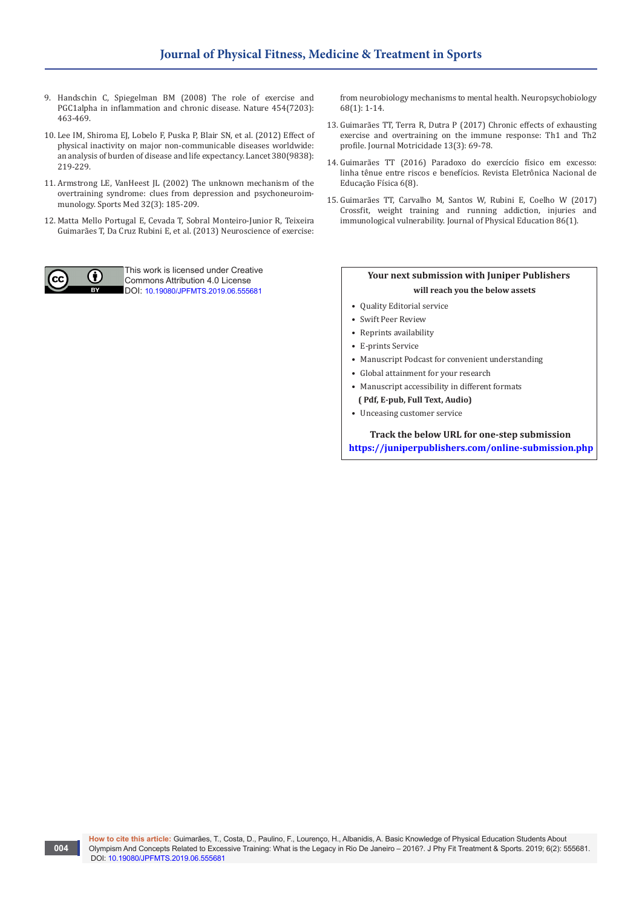9. Handschin C, Spiegelman BM (2008) The role of exercise and PGC1alpha in inflammation and chronic disease. Nature 454(7203): 463-469.
10. Lee IM, Shiroma EJ, Lobelo F, Puska P, Blair SN, et al. (2012) Effect of physical inactivity on major non-communicable diseases worldwide: an analysis of burden of disease and life expectancy. Lancet 380(9838): 219-229.
11. Armstrong LE, VanHeest JL (2002) The unknown mechanism of the overtraining syndrome: clues from depression and psychoneuroimmunology. Sports Med 32(3): 185-209.
12. Matta Mello Portugal E, Cevada T, Sobral Monteiro-Junior R, Teixeira Guimarães T, Da Cruz Rubini E, et al. (2013) Neuroscience of exercise: from neurobiology mechanisms to mental health. Neuropsychobiology 68(1): 1-14.
13. Guimarães TT, Terra R, Dutra P (2017) Chronic effects of exhausting exercise and overtraining on the immune response: Th1 and Th2 profile. Journal Motricidade 13(3): 69-78.
14. Guimarães TT (2016) Paradoxo do exercício físico em excesso: linha tênue entre riscos e benefícios. Revista Eletrônica Nacional de Educação Física 6(8).
15. Guimarães TT, Carvalho M, Santos W, Rubini E, Coelho W (2017) Crossfit, weight training and running addiction, injuries and immunological vulnerability. Journal of Physical Education 86(1).

This work is licensed under Creative Commons Attribution 4.0 License
DOI: 10.19080/JPFMTS.2019.06.555681

**Your next submission with Juniper Publishers**
**will reach you the below assets**

- Quality Editorial service
- Swift Peer Review
- Reprints availability
- E-prints Service
- Manuscript Podcast for convenient understanding
- Global attainment for your research
- Manuscript accessibility in different formats
  **( Pdf, E-pub, Full Text, Audio)**
- Unceasing customer service

**Track the below URL for one-step submission**
**https://juniperpublishers.com/online-submission.php**

**How to cite this article:** Guimarães, T., Costa, D., Paulino, F., Lourenço, H., Albanidis, A. Basic Knowledge of Physical Education Students About Olympism And Concepts Related to Excessive Training: What is the Legacy in Rio De Janeiro – 2016?. J Phy Fit Treatment & Sports. 2019; 6(2): 555681. DOI: 10.19080/JPFMTS.2019.06.555681